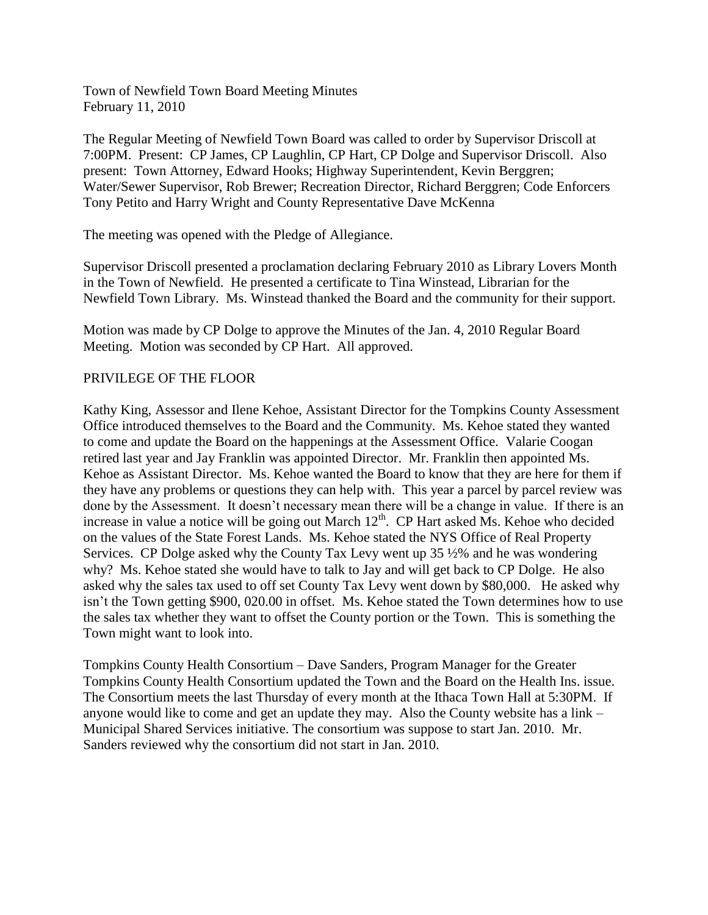Town of Newfield Town Board Meeting Minutes
February 11, 2010

The Regular Meeting of Newfield Town Board was called to order by Supervisor Driscoll at 7:00PM. Present: CP James, CP Laughlin, CP Hart, CP Dolge and Supervisor Driscoll. Also present: Town Attorney, Edward Hooks; Highway Superintendent, Kevin Berggren; Water/Sewer Supervisor, Rob Brewer; Recreation Director, Richard Berggren; Code Enforcers Tony Petito and Harry Wright and County Representative Dave McKenna

The meeting was opened with the Pledge of Allegiance.

Supervisor Driscoll presented a proclamation declaring February 2010 as Library Lovers Month in the Town of Newfield. He presented a certificate to Tina Winstead, Librarian for the Newfield Town Library. Ms. Winstead thanked the Board and the community for their support.

Motion was made by CP Dolge to approve the Minutes of the Jan. 4, 2010 Regular Board Meeting. Motion was seconded by CP Hart. All approved.

PRIVILEGE OF THE FLOOR

Kathy King, Assessor and Ilene Kehoe, Assistant Director for the Tompkins County Assessment Office introduced themselves to the Board and the Community. Ms. Kehoe stated they wanted to come and update the Board on the happenings at the Assessment Office. Valarie Coogan retired last year and Jay Franklin was appointed Director. Mr. Franklin then appointed Ms. Kehoe as Assistant Director. Ms. Kehoe wanted the Board to know that they are here for them if they have any problems or questions they can help with. This year a parcel by parcel review was done by the Assessment. It doesn't necessary mean there will be a change in value. If there is an increase in value a notice will be going out March 12th. CP Hart asked Ms. Kehoe who decided on the values of the State Forest Lands. Ms. Kehoe stated the NYS Office of Real Property Services. CP Dolge asked why the County Tax Levy went up 35 ½% and he was wondering why? Ms. Kehoe stated she would have to talk to Jay and will get back to CP Dolge. He also asked why the sales tax used to off set County Tax Levy went down by $80,000. He asked why isn't the Town getting $900, 020.00 in offset. Ms. Kehoe stated the Town determines how to use the sales tax whether they want to offset the County portion or the Town. This is something the Town might want to look into.

Tompkins County Health Consortium – Dave Sanders, Program Manager for the Greater Tompkins County Health Consortium updated the Town and the Board on the Health Ins. issue. The Consortium meets the last Thursday of every month at the Ithaca Town Hall at 5:30PM. If anyone would like to come and get an update they may. Also the County website has a link – Municipal Shared Services initiative. The consortium was suppose to start Jan. 2010. Mr. Sanders reviewed why the consortium did not start in Jan. 2010.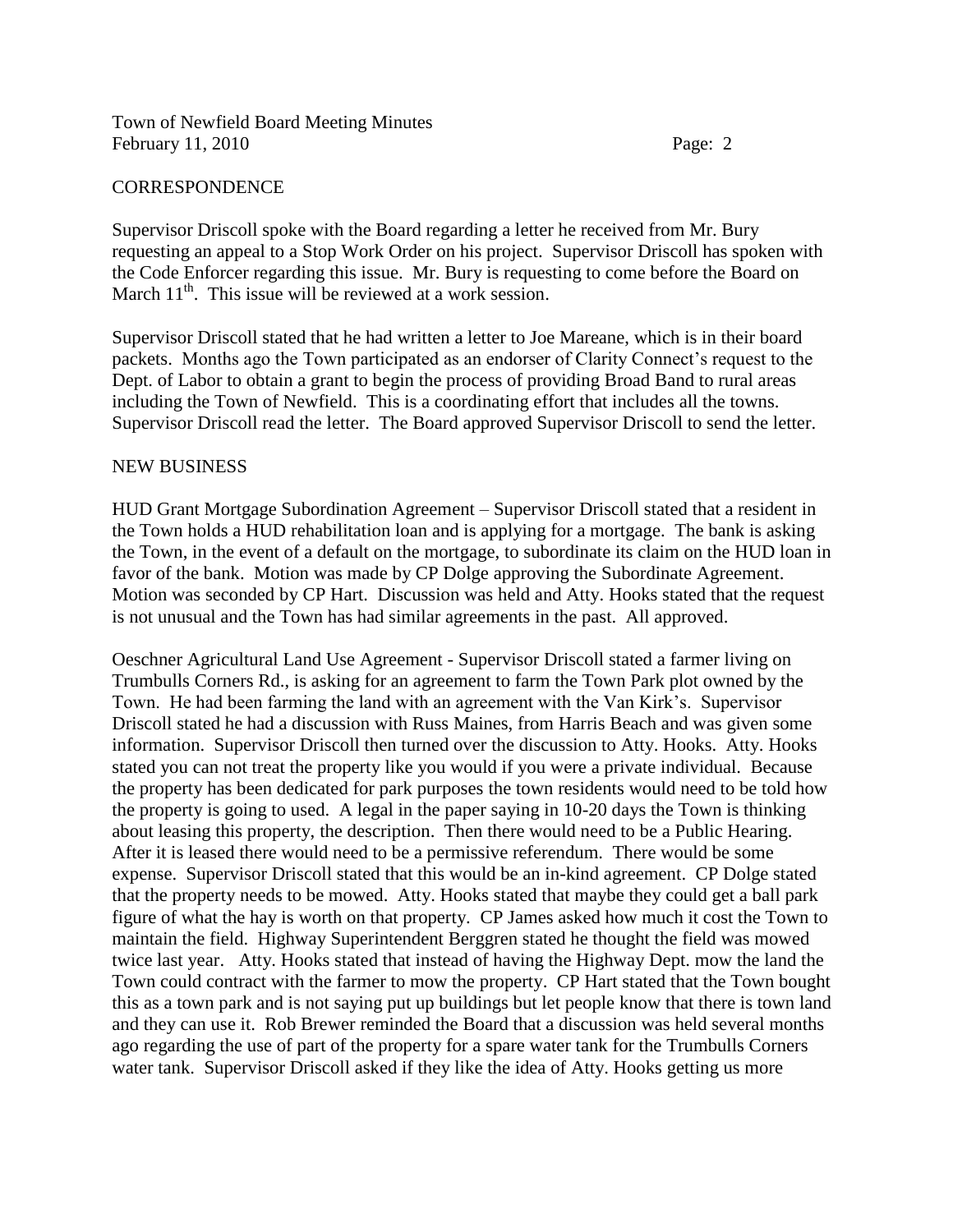## CORRESPONDENCE

Supervisor Driscoll spoke with the Board regarding a letter he received from Mr. Bury requesting an appeal to a Stop Work Order on his project. Supervisor Driscoll has spoken with the Code Enforcer regarding this issue. Mr. Bury is requesting to come before the Board on March 11th. This issue will be reviewed at a work session.

Supervisor Driscoll stated that he had written a letter to Joe Mareane, which is in their board packets. Months ago the Town participated as an endorser of Clarity Connect's request to the Dept. of Labor to obtain a grant to begin the process of providing Broad Band to rural areas including the Town of Newfield. This is a coordinating effort that includes all the towns. Supervisor Driscoll read the letter. The Board approved Supervisor Driscoll to send the letter.

## NEW BUSINESS

HUD Grant Mortgage Subordination Agreement – Supervisor Driscoll stated that a resident in the Town holds a HUD rehabilitation loan and is applying for a mortgage. The bank is asking the Town, in the event of a default on the mortgage, to subordinate its claim on the HUD loan in favor of the bank. Motion was made by CP Dolge approving the Subordinate Agreement. Motion was seconded by CP Hart. Discussion was held and Atty. Hooks stated that the request is not unusual and the Town has had similar agreements in the past. All approved.

Oeschner Agricultural Land Use Agreement - Supervisor Driscoll stated a farmer living on Trumbulls Corners Rd., is asking for an agreement to farm the Town Park plot owned by the Town. He had been farming the land with an agreement with the Van Kirk's. Supervisor Driscoll stated he had a discussion with Russ Maines, from Harris Beach and was given some information. Supervisor Driscoll then turned over the discussion to Atty. Hooks. Atty. Hooks stated you can not treat the property like you would if you were a private individual. Because the property has been dedicated for park purposes the town residents would need to be told how the property is going to used. A legal in the paper saying in 10-20 days the Town is thinking about leasing this property, the description. Then there would need to be a Public Hearing. After it is leased there would need to be a permissive referendum. There would be some expense. Supervisor Driscoll stated that this would be an in-kind agreement. CP Dolge stated that the property needs to be mowed. Atty. Hooks stated that maybe they could get a ball park figure of what the hay is worth on that property. CP James asked how much it cost the Town to maintain the field. Highway Superintendent Berggren stated he thought the field was mowed twice last year. Atty. Hooks stated that instead of having the Highway Dept. mow the land the Town could contract with the farmer to mow the property. CP Hart stated that the Town bought this as a town park and is not saying put up buildings but let people know that there is town land and they can use it. Rob Brewer reminded the Board that a discussion was held several months ago regarding the use of part of the property for a spare water tank for the Trumbulls Corners water tank. Supervisor Driscoll asked if they like the idea of Atty. Hooks getting us more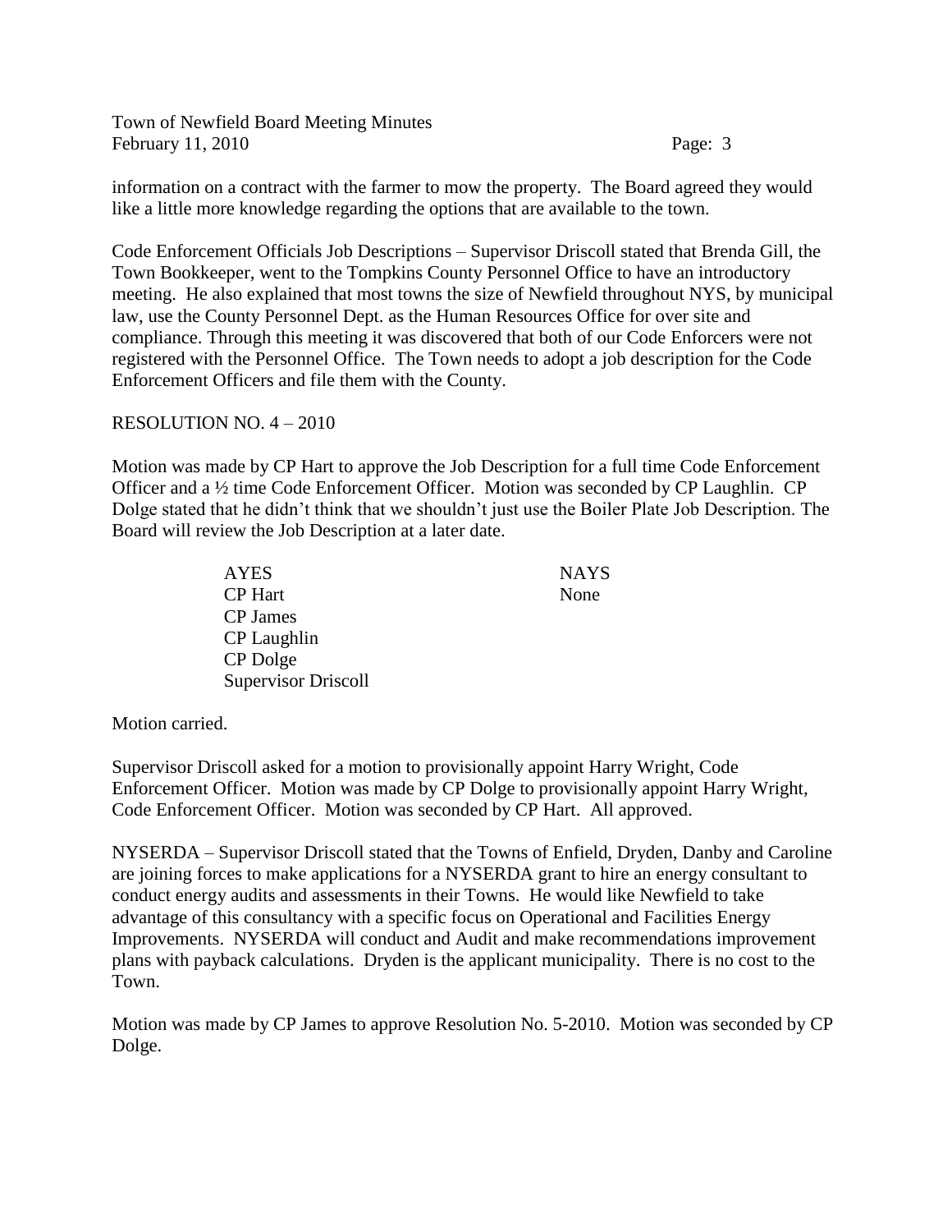information on a contract with the farmer to mow the property. The Board agreed they would like a little more knowledge regarding the options that are available to the town.

Code Enforcement Officials Job Descriptions – Supervisor Driscoll stated that Brenda Gill, the Town Bookkeeper, went to the Tompkins County Personnel Office to have an introductory meeting. He also explained that most towns the size of Newfield throughout NYS, by municipal law, use the County Personnel Dept. as the Human Resources Office for over site and compliance. Through this meeting it was discovered that both of our Code Enforcers were not registered with the Personnel Office. The Town needs to adopt a job description for the Code Enforcement Officers and file them with the County.

RESOLUTION NO. 4 – 2010

Motion was made by CP Hart to approve the Job Description for a full time Code Enforcement Officer and a ½ time Code Enforcement Officer. Motion was seconded by CP Laughlin. CP Dolge stated that he didn't think that we shouldn't just use the Boiler Plate Job Description. The Board will review the Job Description at a later date.

| AYES | NAYS |
|---|---|
| CP Hart | None |
| CP James | |
| CP Laughlin | |
| CP Dolge | |
| Supervisor Driscoll | |

Motion carried.

Supervisor Driscoll asked for a motion to provisionally appoint Harry Wright, Code Enforcement Officer. Motion was made by CP Dolge to provisionally appoint Harry Wright, Code Enforcement Officer. Motion was seconded by CP Hart. All approved.

NYSERDA – Supervisor Driscoll stated that the Towns of Enfield, Dryden, Danby and Caroline are joining forces to make applications for a NYSERDA grant to hire an energy consultant to conduct energy audits and assessments in their Towns. He would like Newfield to take advantage of this consultancy with a specific focus on Operational and Facilities Energy Improvements. NYSERDA will conduct and Audit and make recommendations improvement plans with payback calculations. Dryden is the applicant municipality. There is no cost to the Town.

Motion was made by CP James to approve Resolution No. 5-2010. Motion was seconded by CP Dolge.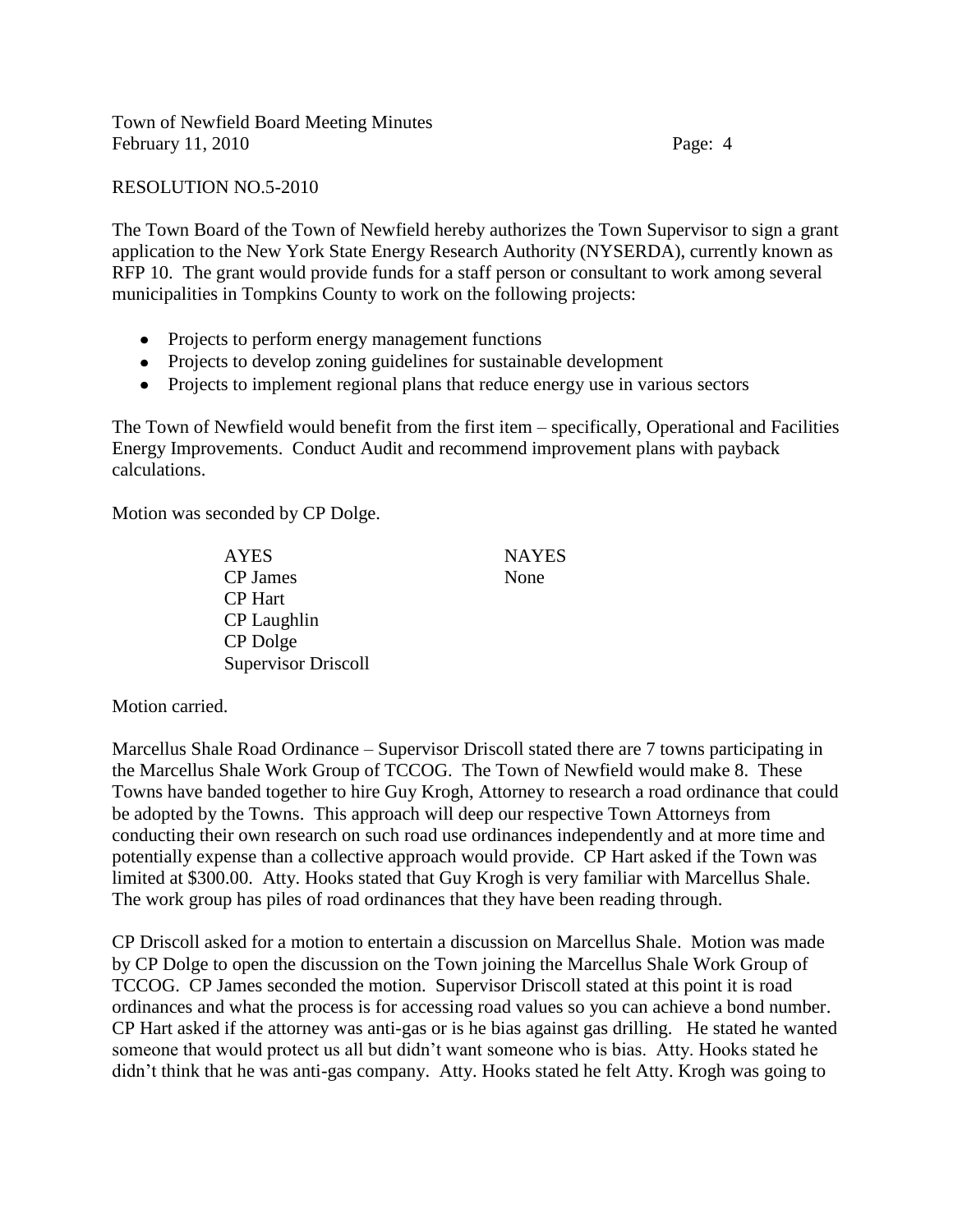RESOLUTION NO.5-2010

The Town Board of the Town of Newfield hereby authorizes the Town Supervisor to sign a grant application to the New York State Energy Research Authority (NYSERDA), currently known as RFP 10. The grant would provide funds for a staff person or consultant to work among several municipalities in Tompkins County to work on the following projects:

- Projects to perform energy management functions
- Projects to develop zoning guidelines for sustainable development
- Projects to implement regional plans that reduce energy use in various sectors

The Town of Newfield would benefit from the first item – specifically, Operational and Facilities Energy Improvements. Conduct Audit and recommend improvement plans with payback calculations.

Motion was seconded by CP Dolge.

| AYES | NAYES |
|---|---|
| CP James | None |
| CP Hart | |
| CP Laughlin | |
| CP Dolge | |
| Supervisor Driscoll | |

Motion carried.

Marcellus Shale Road Ordinance – Supervisor Driscoll stated there are 7 towns participating in the Marcellus Shale Work Group of TCCOG. The Town of Newfield would make 8. These Towns have banded together to hire Guy Krogh, Attorney to research a road ordinance that could be adopted by the Towns. This approach will deep our respective Town Attorneys from conducting their own research on such road use ordinances independently and at more time and potentially expense than a collective approach would provide. CP Hart asked if the Town was limited at $300.00. Atty. Hooks stated that Guy Krogh is very familiar with Marcellus Shale. The work group has piles of road ordinances that they have been reading through.

CP Driscoll asked for a motion to entertain a discussion on Marcellus Shale. Motion was made by CP Dolge to open the discussion on the Town joining the Marcellus Shale Work Group of TCCOG. CP James seconded the motion. Supervisor Driscoll stated at this point it is road ordinances and what the process is for accessing road values so you can achieve a bond number. CP Hart asked if the attorney was anti-gas or is he bias against gas drilling. He stated he wanted someone that would protect us all but didn't want someone who is bias. Atty. Hooks stated he didn't think that he was anti-gas company. Atty. Hooks stated he felt Atty. Krogh was going to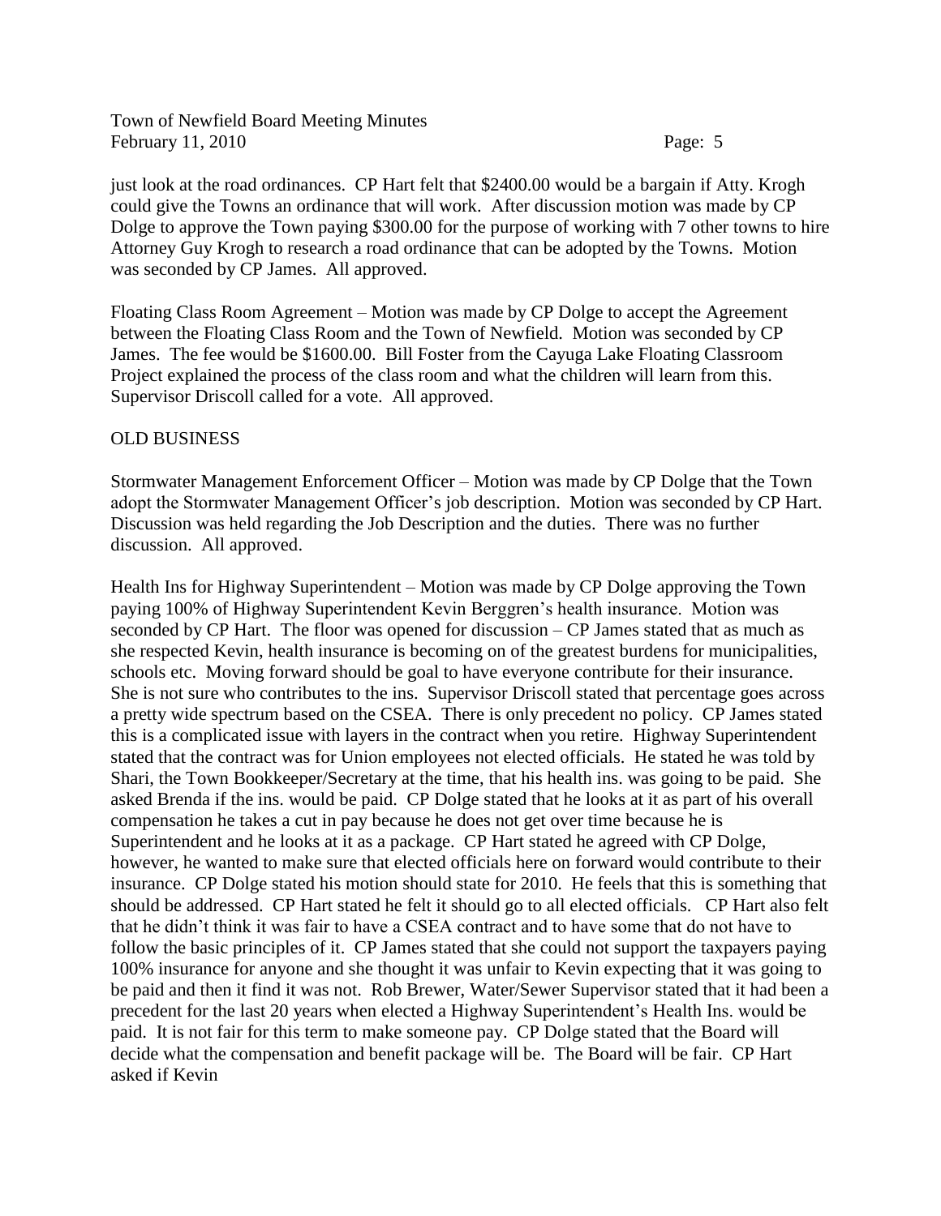just look at the road ordinances. CP Hart felt that \$2400.00 would be a bargain if Atty. Krogh could give the Towns an ordinance that will work. After discussion motion was made by CP Dolge to approve the Town paying \$300.00 for the purpose of working with 7 other towns to hire Attorney Guy Krogh to research a road ordinance that can be adopted by the Towns. Motion was seconded by CP James. All approved.

Floating Class Room Agreement – Motion was made by CP Dolge to accept the Agreement between the Floating Class Room and the Town of Newfield. Motion was seconded by CP James. The fee would be \$1600.00. Bill Foster from the Cayuga Lake Floating Classroom Project explained the process of the class room and what the children will learn from this. Supervisor Driscoll called for a vote. All approved.

OLD BUSINESS

Stormwater Management Enforcement Officer – Motion was made by CP Dolge that the Town adopt the Stormwater Management Officer's job description. Motion was seconded by CP Hart. Discussion was held regarding the Job Description and the duties. There was no further discussion. All approved.

Health Ins for Highway Superintendent – Motion was made by CP Dolge approving the Town paying 100% of Highway Superintendent Kevin Berggren's health insurance. Motion was seconded by CP Hart. The floor was opened for discussion – CP James stated that as much as she respected Kevin, health insurance is becoming on of the greatest burdens for municipalities, schools etc. Moving forward should be goal to have everyone contribute for their insurance. She is not sure who contributes to the ins. Supervisor Driscoll stated that percentage goes across a pretty wide spectrum based on the CSEA. There is only precedent no policy. CP James stated this is a complicated issue with layers in the contract when you retire. Highway Superintendent stated that the contract was for Union employees not elected officials. He stated he was told by Shari, the Town Bookkeeper/Secretary at the time, that his health ins. was going to be paid. She asked Brenda if the ins. would be paid. CP Dolge stated that he looks at it as part of his overall compensation he takes a cut in pay because he does not get over time because he is Superintendent and he looks at it as a package. CP Hart stated he agreed with CP Dolge, however, he wanted to make sure that elected officials here on forward would contribute to their insurance. CP Dolge stated his motion should state for 2010. He feels that this is something that should be addressed. CP Hart stated he felt it should go to all elected officials. CP Hart also felt that he didn't think it was fair to have a CSEA contract and to have some that do not have to follow the basic principles of it. CP James stated that she could not support the taxpayers paying 100% insurance for anyone and she thought it was unfair to Kevin expecting that it was going to be paid and then it find it was not. Rob Brewer, Water/Sewer Supervisor stated that it had been a precedent for the last 20 years when elected a Highway Superintendent's Health Ins. would be paid. It is not fair for this term to make someone pay. CP Dolge stated that the Board will decide what the compensation and benefit package will be. The Board will be fair. CP Hart asked if Kevin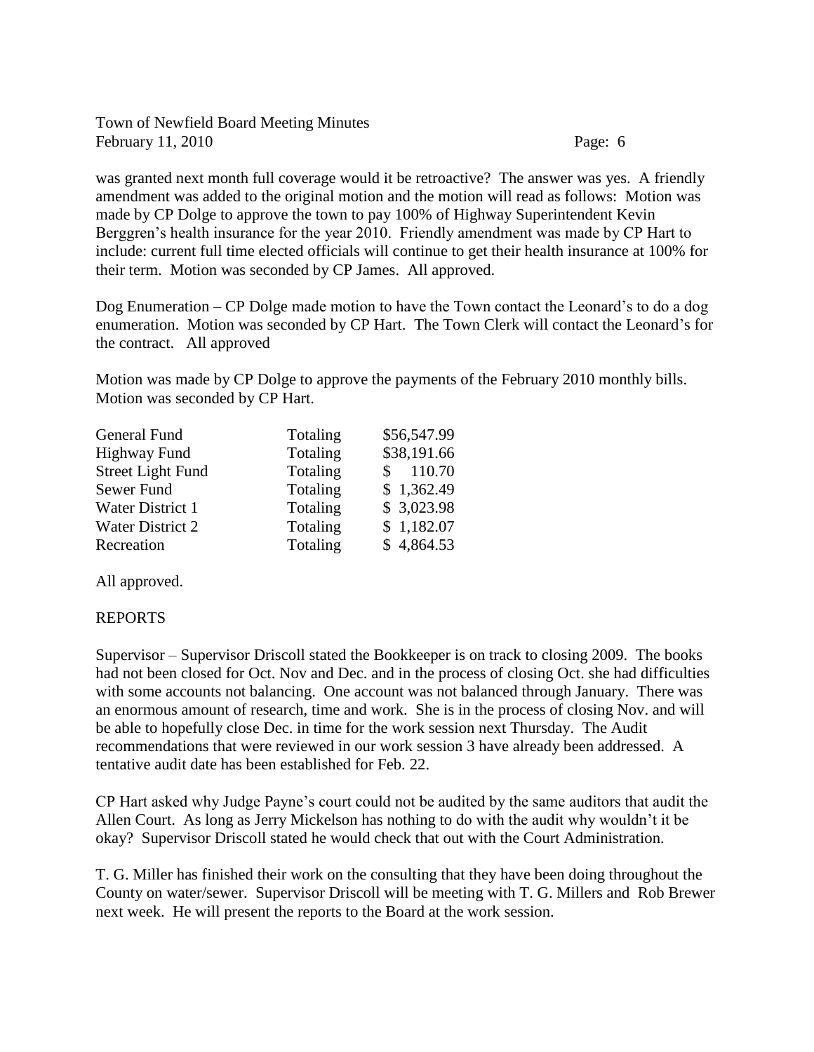was granted next month full coverage would it be retroactive? The answer was yes. A friendly amendment was added to the original motion and the motion will read as follows: Motion was made by CP Dolge to approve the town to pay 100% of Highway Superintendent Kevin Berggren's health insurance for the year 2010. Friendly amendment was made by CP Hart to include: current full time elected officials will continue to get their health insurance at 100% for their term. Motion was seconded by CP James. All approved.

Dog Enumeration – CP Dolge made motion to have the Town contact the Leonard's to do a dog enumeration. Motion was seconded by CP Hart. The Town Clerk will contact the Leonard's for the contract. All approved

Motion was made by CP Dolge to approve the payments of the February 2010 monthly bills. Motion was seconded by CP Hart.

| | | |
|---|---|---|
| General Fund | Totaling | $56,547.99 |
| Highway Fund | Totaling | $38,191.66 |
| Street Light Fund | Totaling | $ 110.70 |
| Sewer Fund | Totaling | $ 1,362.49 |
| Water District 1 | Totaling | $ 3,023.98 |
| Water District 2 | Totaling | $ 1,182.07 |
| Recreation | Totaling | $ 4,864.53 |

All approved.

REPORTS

Supervisor – Supervisor Driscoll stated the Bookkeeper is on track to closing 2009. The books had not been closed for Oct. Nov and Dec. and in the process of closing Oct. she had difficulties with some accounts not balancing. One account was not balanced through January. There was an enormous amount of research, time and work. She is in the process of closing Nov. and will be able to hopefully close Dec. in time for the work session next Thursday. The Audit recommendations that were reviewed in our work session 3 have already been addressed. A tentative audit date has been established for Feb. 22.

CP Hart asked why Judge Payne's court could not be audited by the same auditors that audit the Allen Court. As long as Jerry Mickelson has nothing to do with the audit why wouldn't it be okay? Supervisor Driscoll stated he would check that out with the Court Administration.

T. G. Miller has finished their work on the consulting that they have been doing throughout the County on water/sewer. Supervisor Driscoll will be meeting with T. G. Millers and Rob Brewer next week. He will present the reports to the Board at the work session.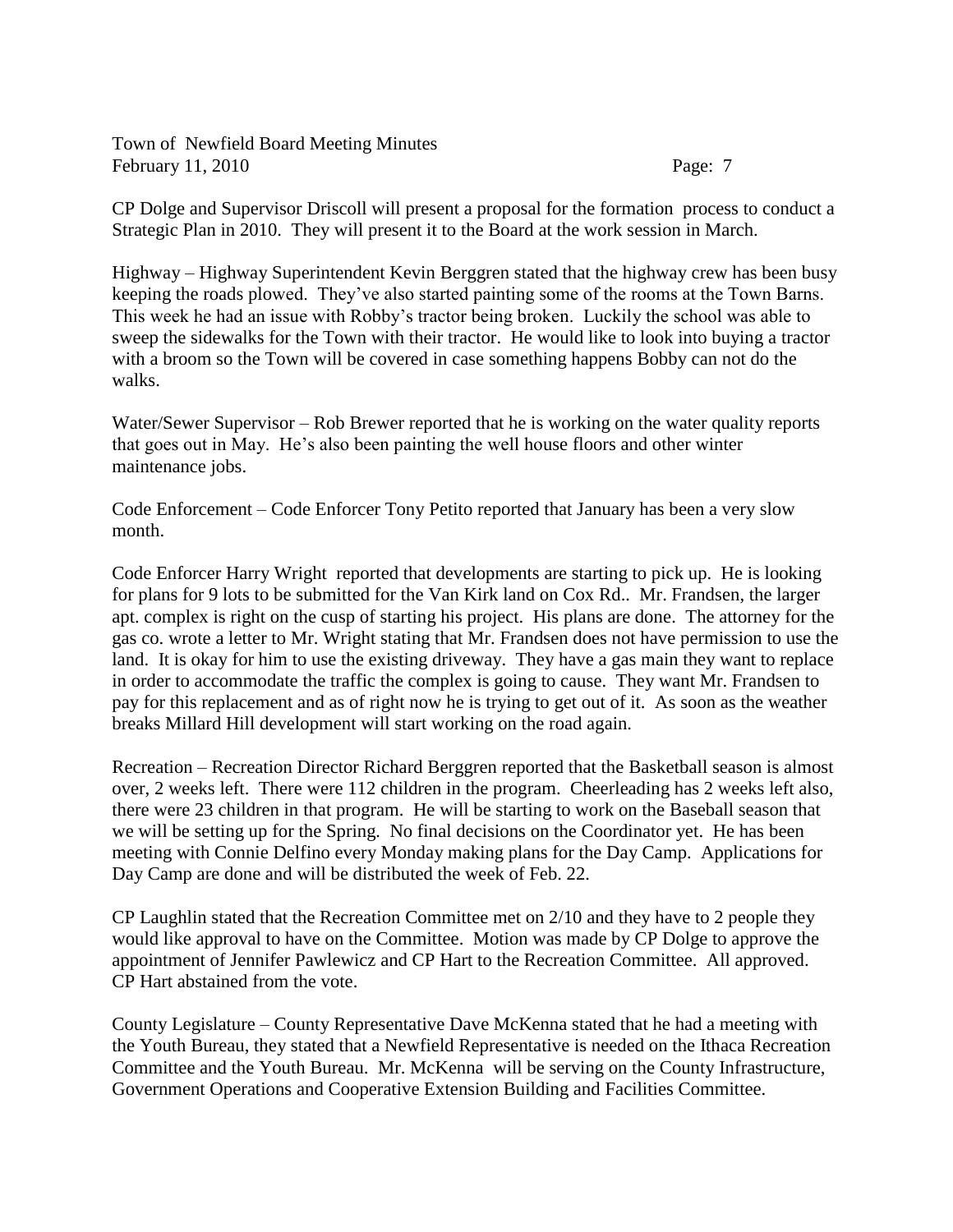CP Dolge and Supervisor Driscoll will present a proposal for the formation  process to conduct a Strategic Plan in 2010.  They will present it to the Board at the work session in March.

Highway – Highway Superintendent Kevin Berggren stated that the highway crew has been busy keeping the roads plowed.  They've also started painting some of the rooms at the Town Barns. This week he had an issue with Robby's tractor being broken.  Luckily the school was able to sweep the sidewalks for the Town with their tractor.  He would like to look into buying a tractor with a broom so the Town will be covered in case something happens Bobby can not do the walks.

Water/Sewer Supervisor – Rob Brewer reported that he is working on the water quality reports that goes out in May.  He's also been painting the well house floors and other winter maintenance jobs.

Code Enforcement – Code Enforcer Tony Petito reported that January has been a very slow month.

Code Enforcer Harry Wright  reported that developments are starting to pick up.  He is looking for plans for 9 lots to be submitted for the Van Kirk land on Cox Rd..  Mr. Frandsen, the larger apt. complex is right on the cusp of starting his project.  His plans are done.  The attorney for the gas co. wrote a letter to Mr. Wright stating that Mr. Frandsen does not have permission to use the land.  It is okay for him to use the existing driveway.  They have a gas main they want to replace in order to accommodate the traffic the complex is going to cause.  They want Mr. Frandsen to pay for this replacement and as of right now he is trying to get out of it.  As soon as the weather breaks Millard Hill development will start working on the road again.

Recreation – Recreation Director Richard Berggren reported that the Basketball season is almost over, 2 weeks left.  There were 112 children in the program.  Cheerleading has 2 weeks left also, there were 23 children in that program.  He will be starting to work on the Baseball season that we will be setting up for the Spring.  No final decisions on the Coordinator yet.  He has been meeting with Connie Delfino every Monday making plans for the Day Camp.  Applications for Day Camp are done and will be distributed the week of Feb. 22.

CP Laughlin stated that the Recreation Committee met on 2/10 and they have to 2 people they would like approval to have on the Committee.  Motion was made by CP Dolge to approve the appointment of Jennifer Pawlewicz and CP Hart to the Recreation Committee.  All approved. CP Hart abstained from the vote.

County Legislature – County Representative Dave McKenna stated that he had a meeting with the Youth Bureau, they stated that a Newfield Representative is needed on the Ithaca Recreation Committee and the Youth Bureau.  Mr. McKenna  will be serving on the County Infrastructure, Government Operations and Cooperative Extension Building and Facilities Committee.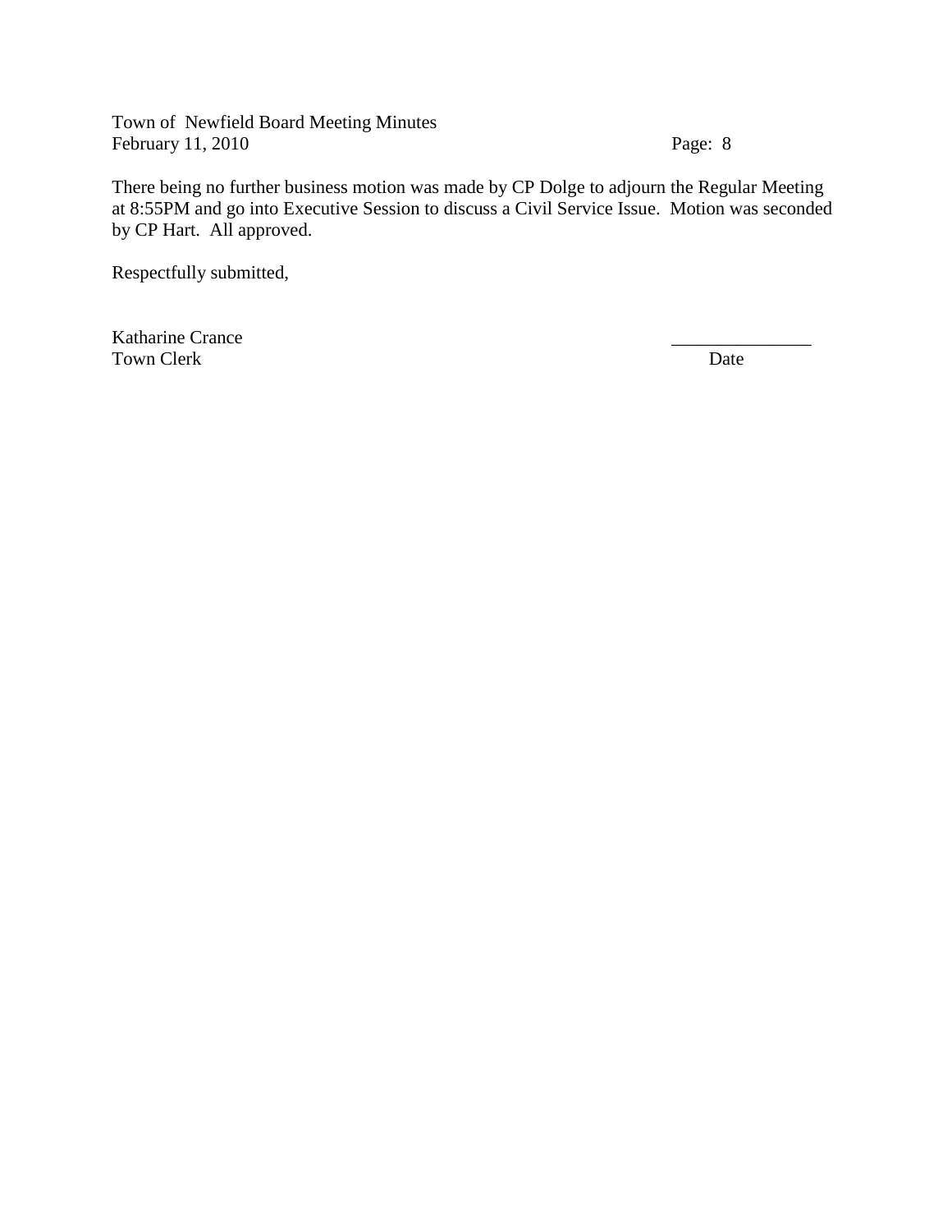There being no further business motion was made by CP Dolge to adjourn the Regular Meeting at 8:55PM and go into Executive Session to discuss a Civil Service Issue. Motion was seconded by CP Hart. All approved.

Respectfully submitted,

Katharine Crance _______________
Town Clerk Date